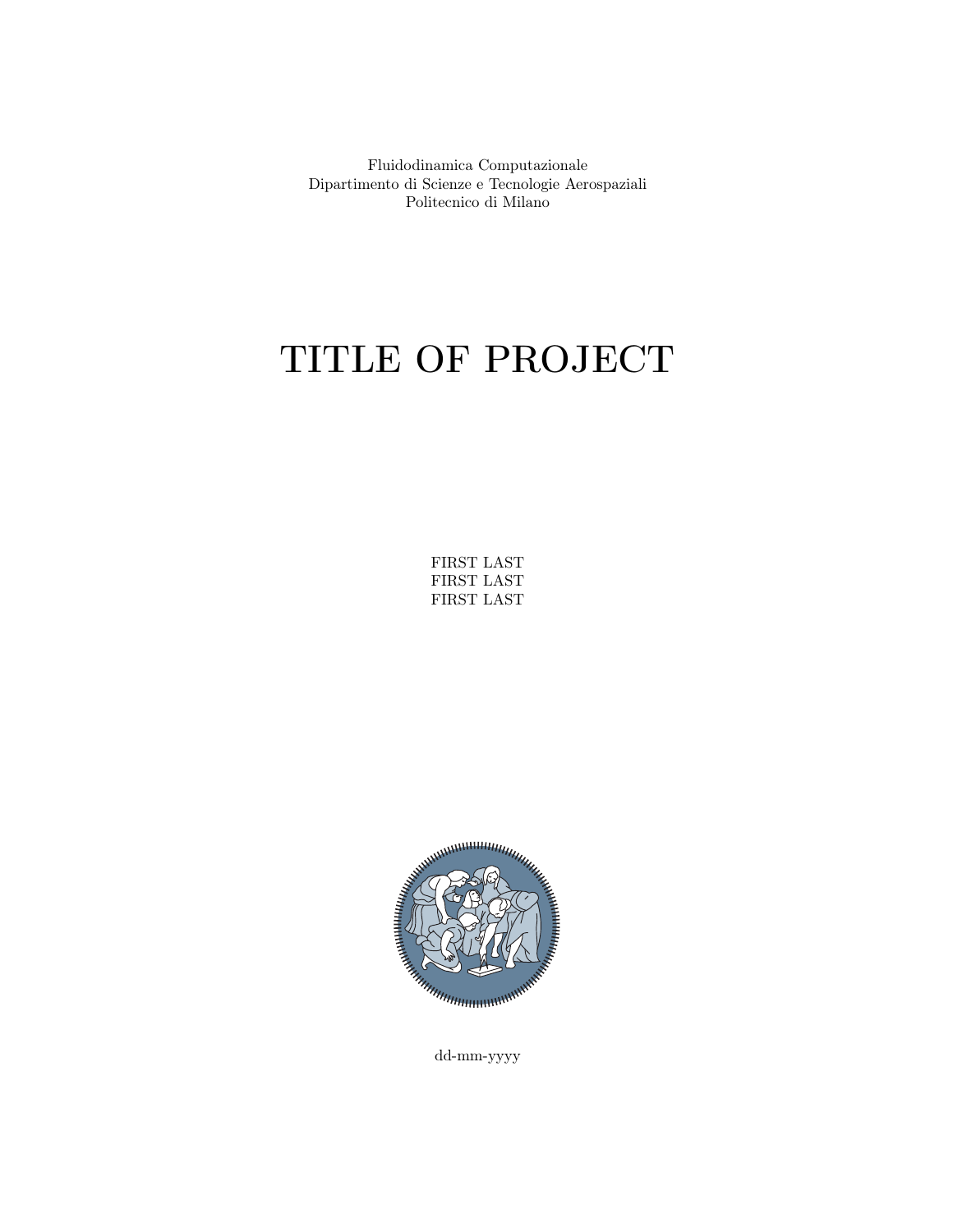Fluidodinamica Computazionale
Dipartimento di Scienze e Tecnologie Aerospaziali
Politecnico di Milano

# TITLE OF PROJECT

FIRST LAST
FIRST LAST
FIRST LAST

dd-mm-yyyy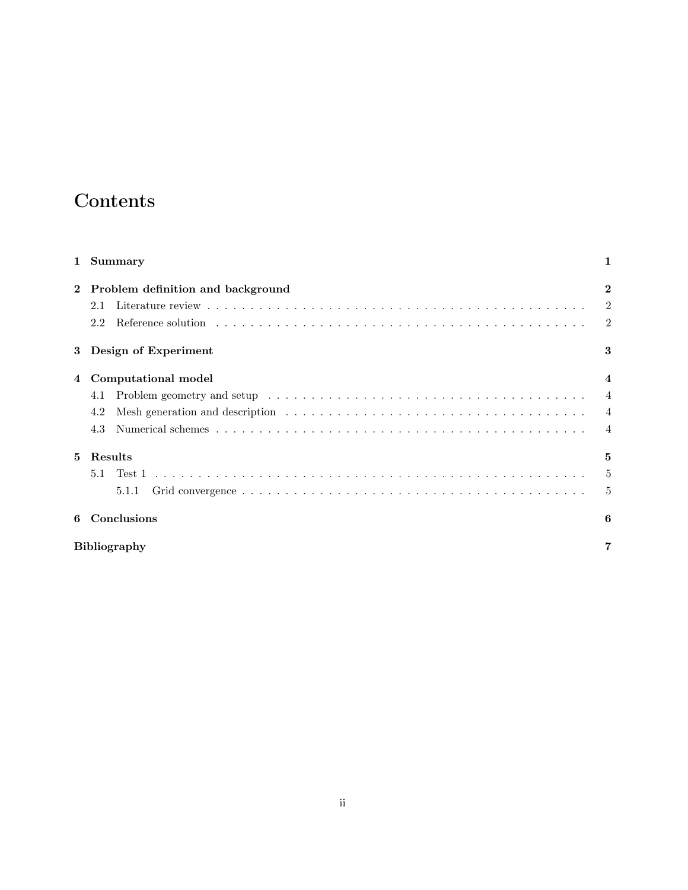# Contents

- **1 Summary** — 1
- **2 Problem definition and background** — 2
  - 2.1 Literature review — 2
  - 2.2 Reference solution — 2
- **3 Design of Experiment** — 3
- **4 Computational model** — 4
  - 4.1 Problem geometry and setup — 4
  - 4.2 Mesh generation and description — 4
  - 4.3 Numerical schemes — 4
- **5 Results** — 5
  - 5.1 Test 1 — 5
    - 5.1.1 Grid convergence — 5
- **6 Conclusions** — 6
- **Bibliography** — 7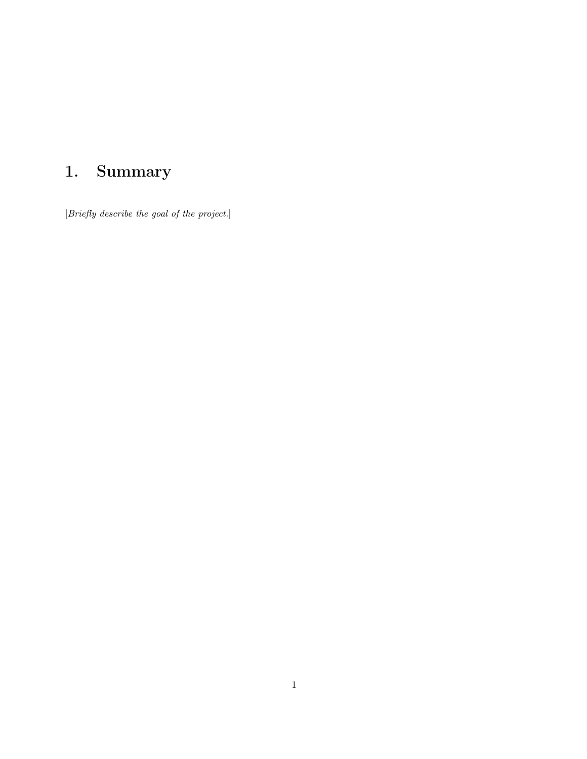# 1. Summary

[*Briefly describe the goal of the project.*]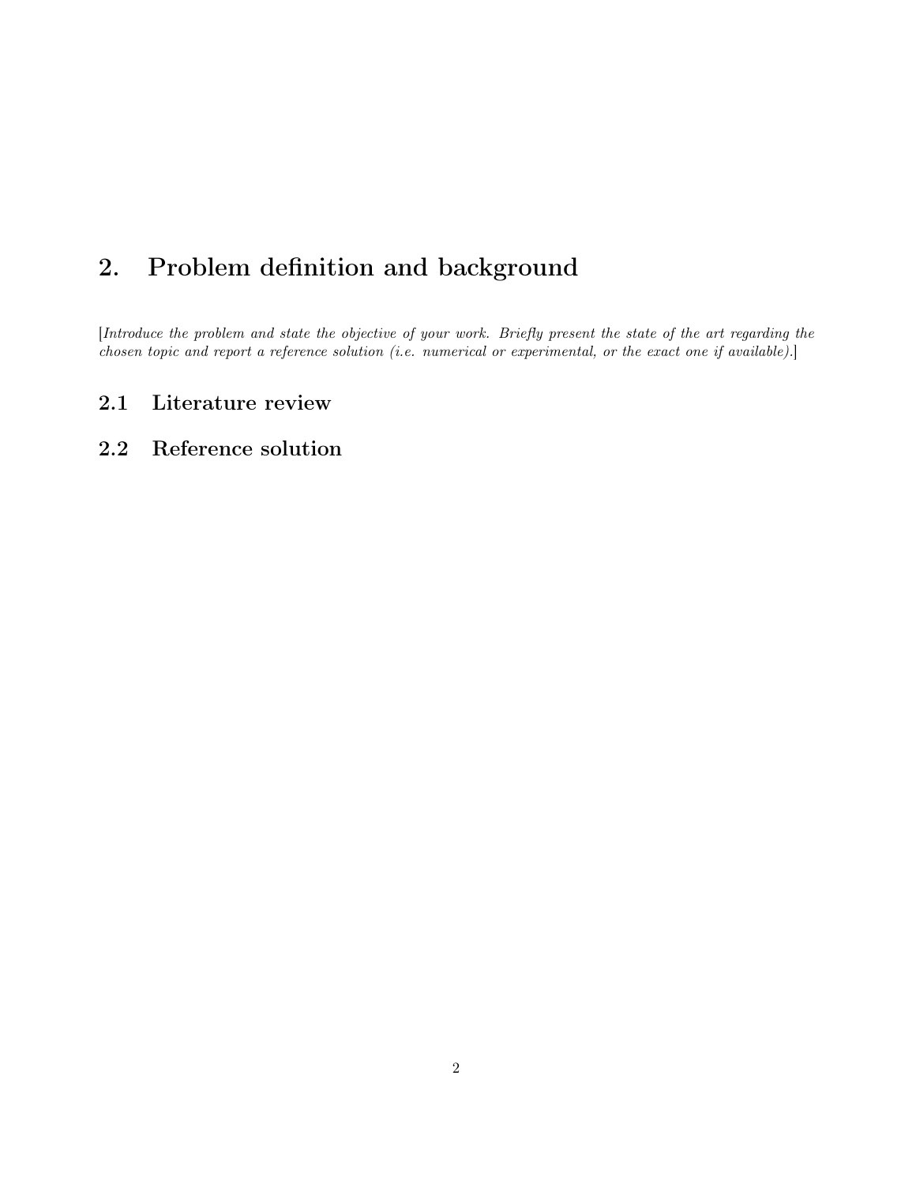# 2. Problem definition and background

[*Introduce the problem and state the objective of your work. Briefly present the state of the art regarding the chosen topic and report a reference solution (i.e. numerical or experimental, or the exact one if available).*]

## 2.1 Literature review

## 2.2 Reference solution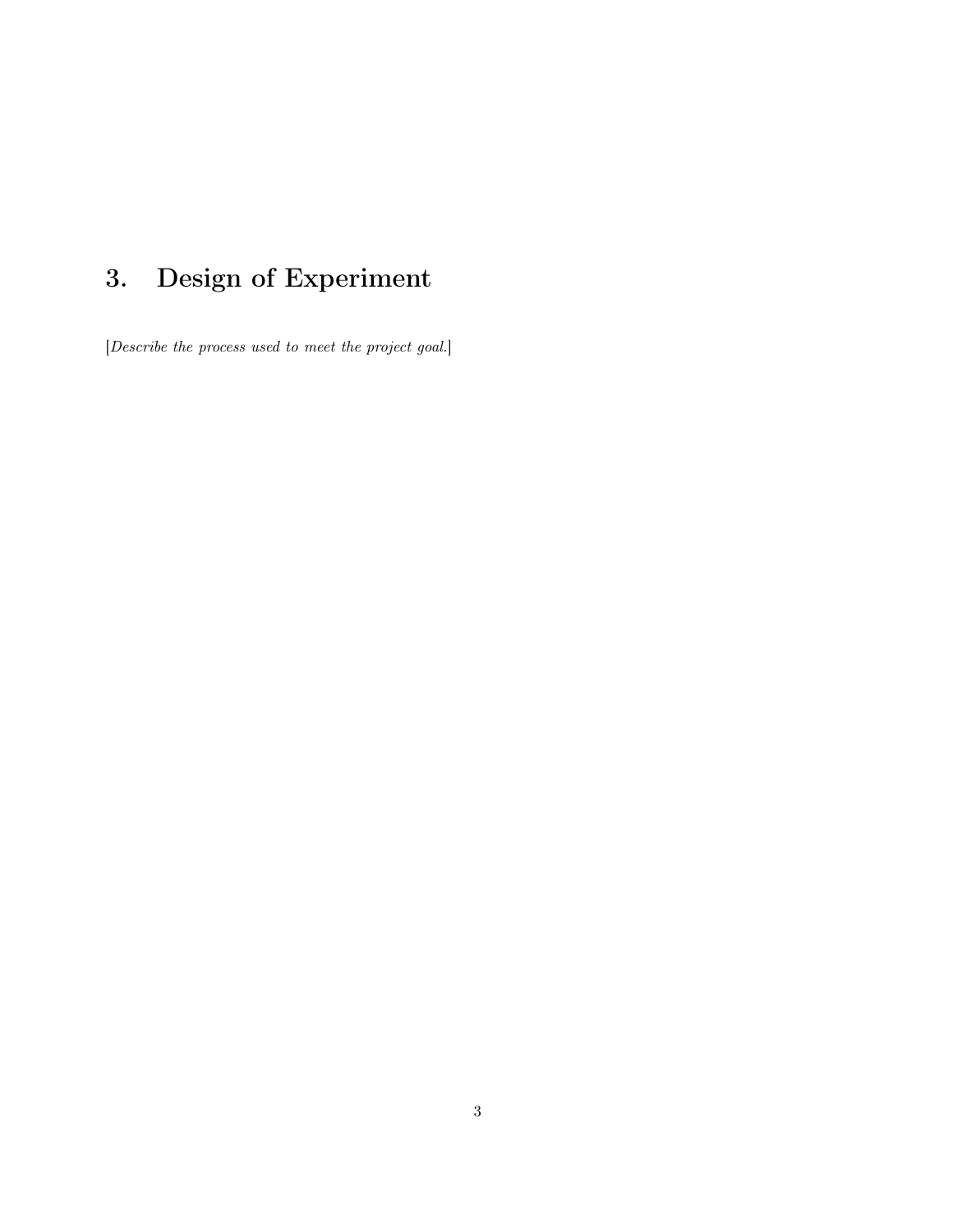# 3. Design of Experiment

[*Describe the process used to meet the project goal.*]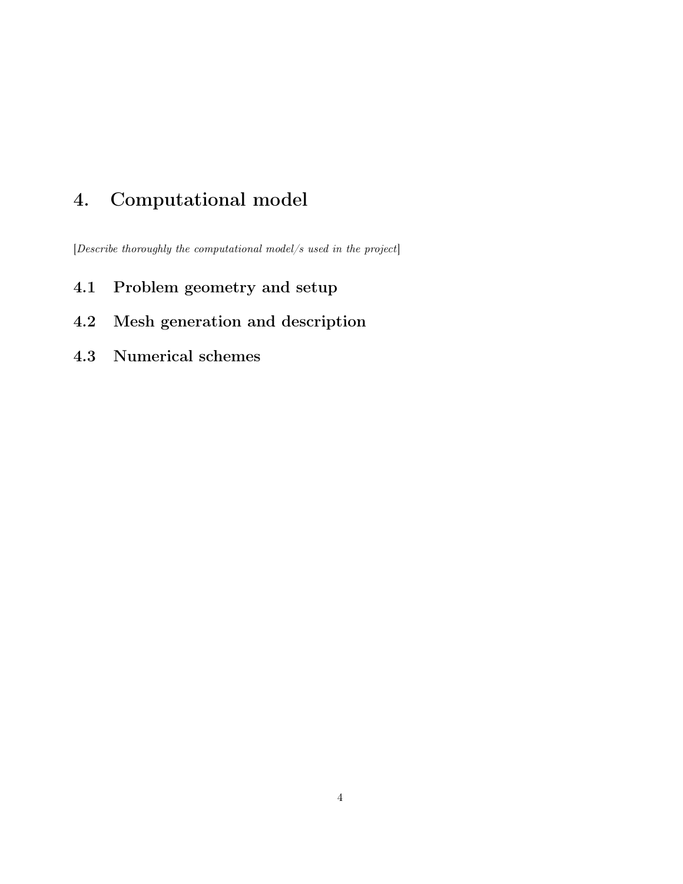# 4. Computational model

[*Describe thoroughly the computational model/s used in the project*]

## 4.1 Problem geometry and setup

## 4.2 Mesh generation and description

## 4.3 Numerical schemes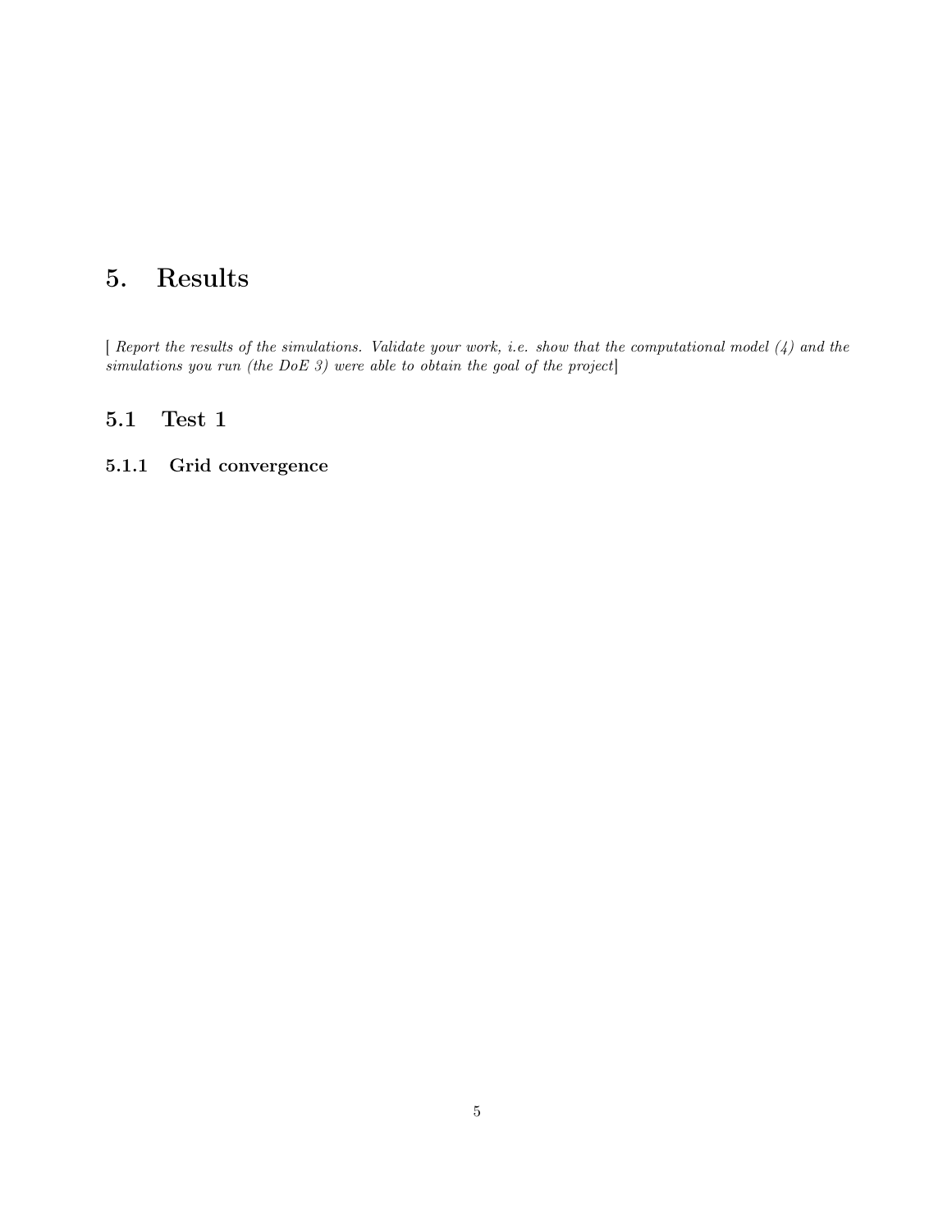# 5. Results

[ *Report the results of the simulations. Validate your work, i.e. show that the computational model (4) and the simulations you run (the DoE 3) were able to obtain the goal of the project*]

## 5.1 Test 1

### 5.1.1 Grid convergence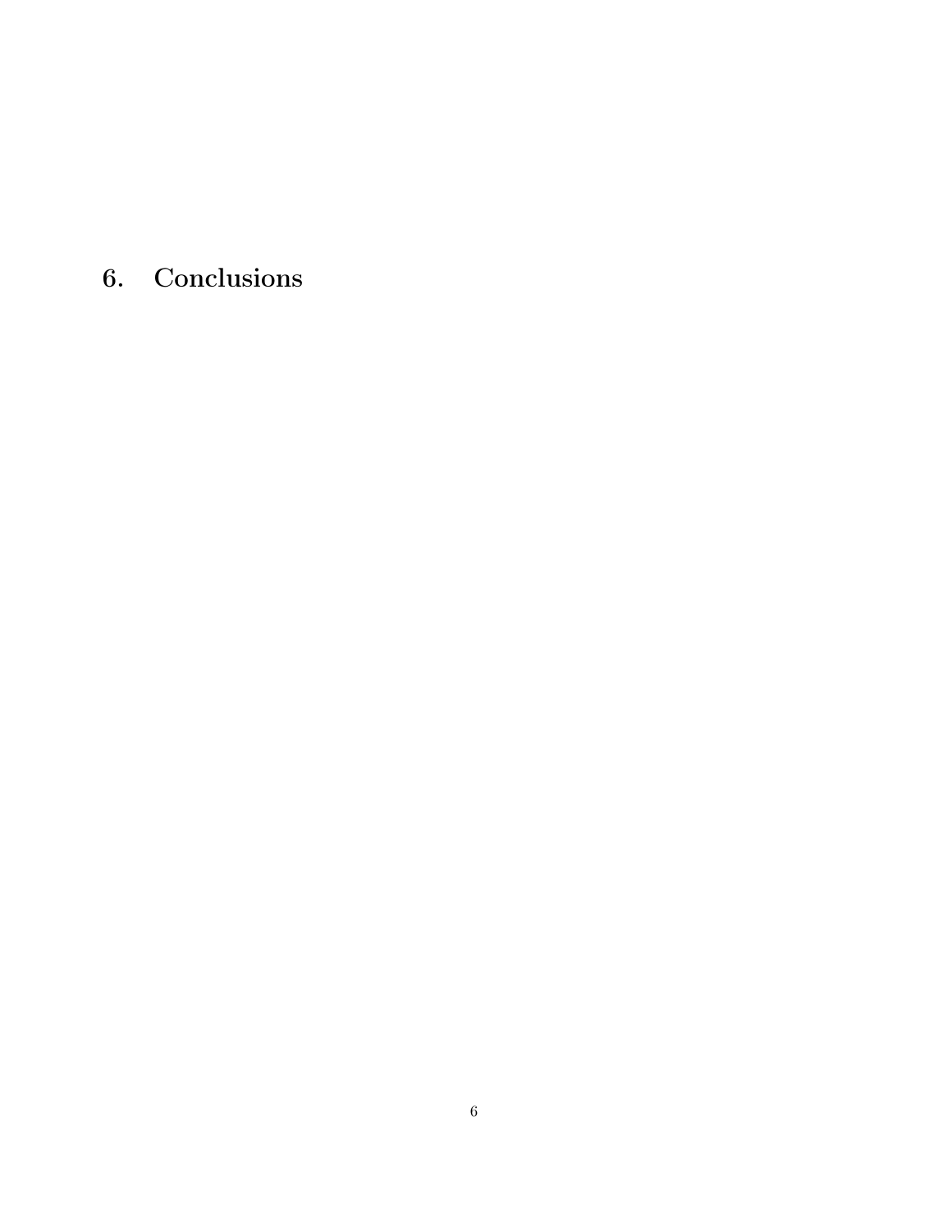# 6. Conclusions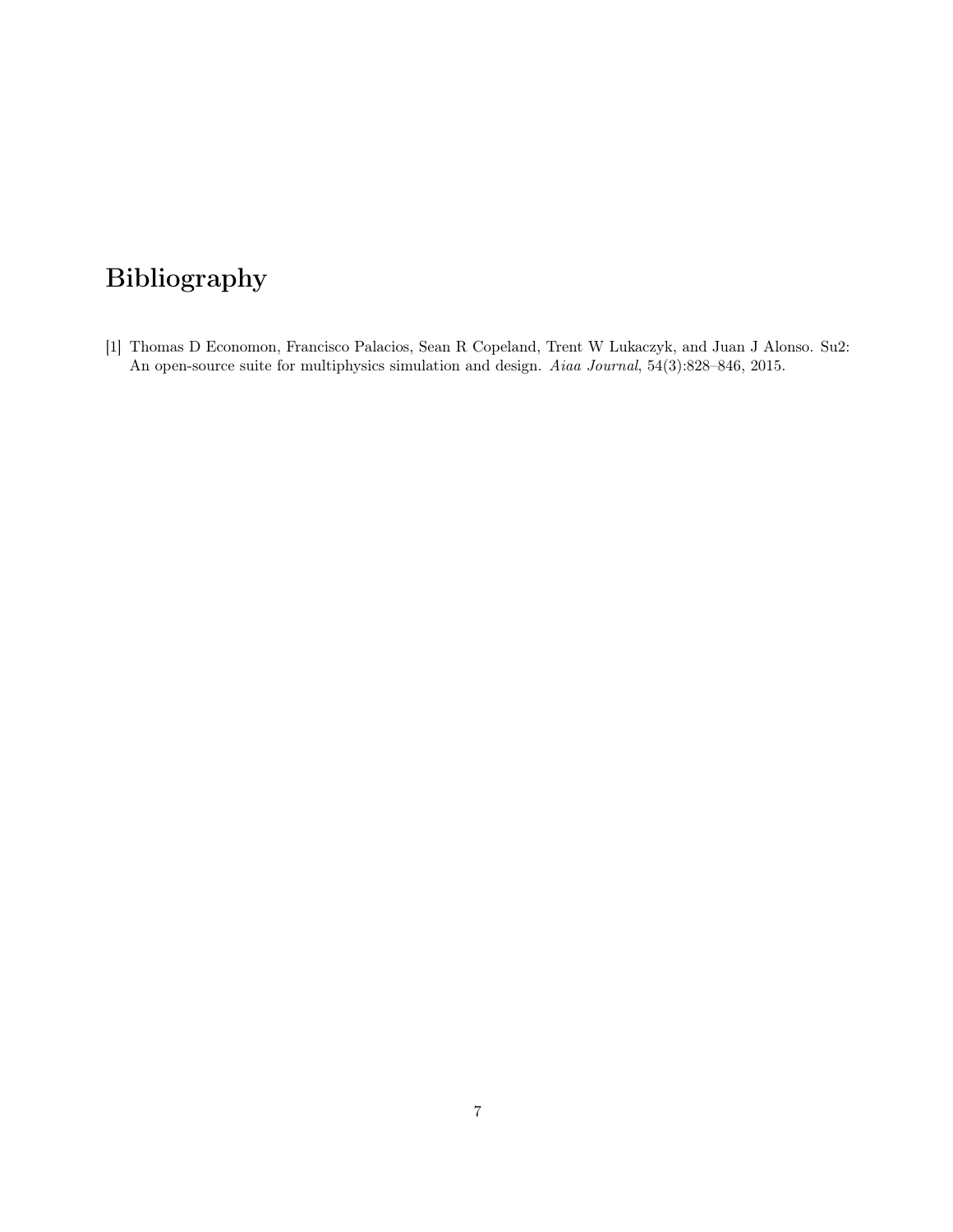# Bibliography

[1] Thomas D Economon, Francisco Palacios, Sean R Copeland, Trent W Lukaczyk, and Juan J Alonso. Su2: An open-source suite for multiphysics simulation and design. *Aiaa Journal*, 54(3):828–846, 2015.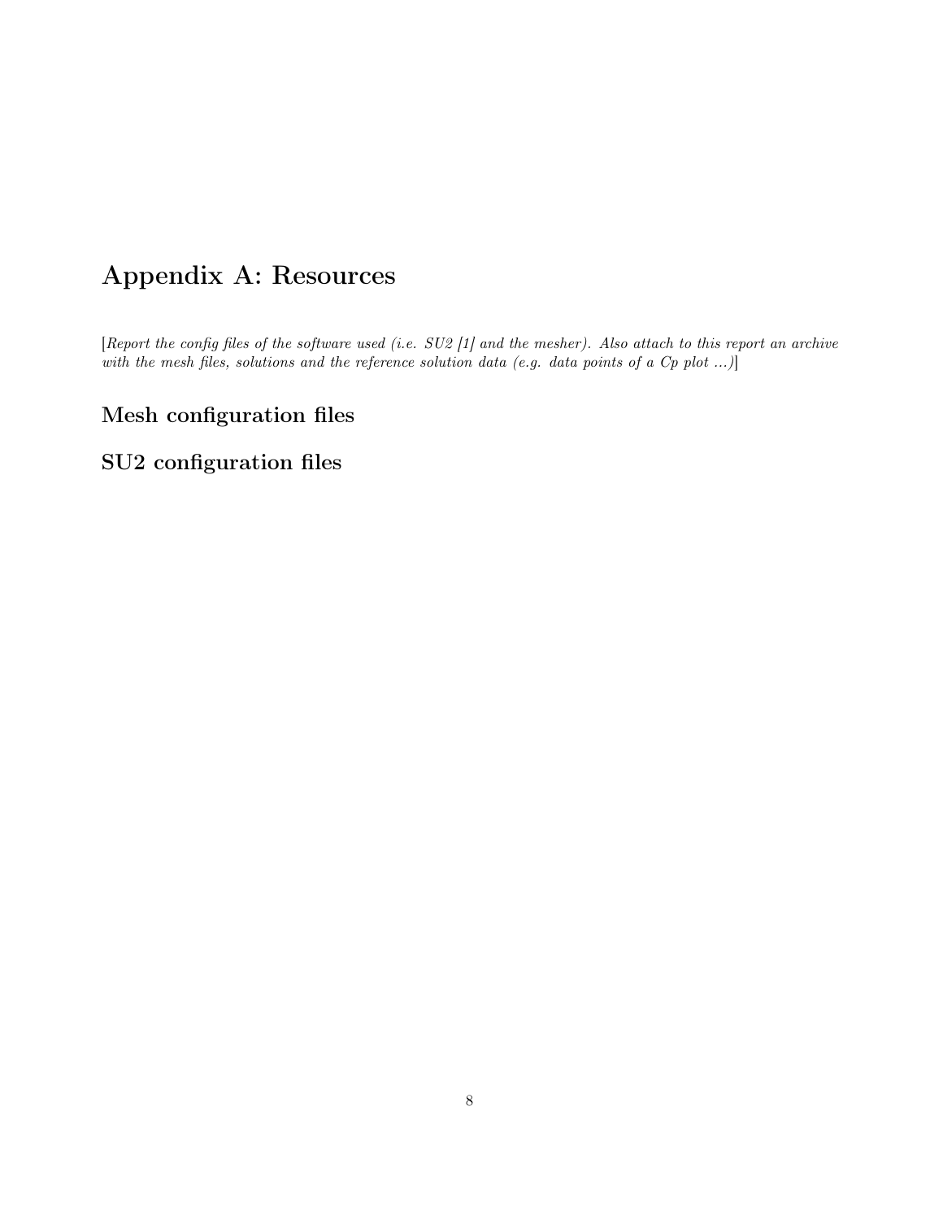# Appendix A: Resources

[*Report the config files of the software used (i.e. SU2 [1] and the mesher). Also attach to this report an archive with the mesh files, solutions and the reference solution data (e.g. data points of a Cp plot ...)*]

## Mesh configuration files

## SU2 configuration files